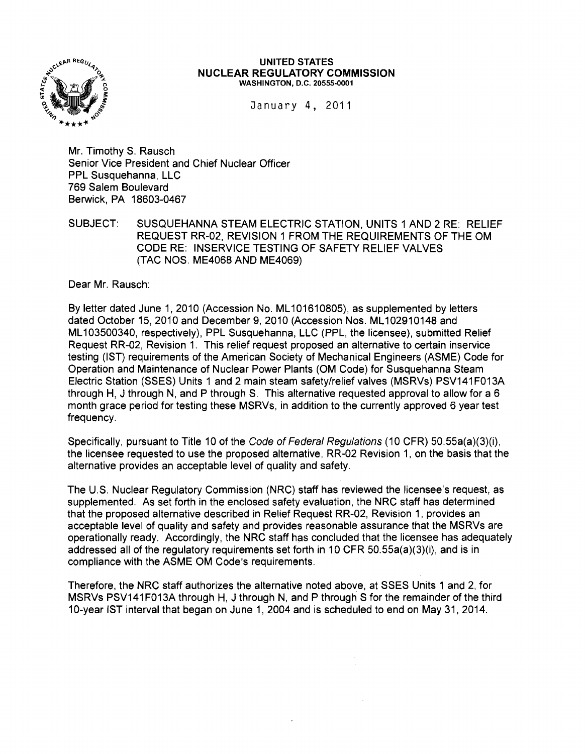**UNITED STATES**
**NUCLEAR REGULATORY COMMISSION**
**WASHINGTON, D.C. 20555-0001**

January 4, 2011

Mr. Timothy S. Rausch
Senior Vice President and Chief Nuclear Officer
PPL Susquehanna, LLC
769 Salem Boulevard
Berwick, PA 18603-0467

SUBJECT: SUSQUEHANNA STEAM ELECTRIC STATION, UNITS 1 AND 2 RE: RELIEF REQUEST RR-02, REVISION 1 FROM THE REQUIREMENTS OF THE OM CODE RE: INSERVICE TESTING OF SAFETY RELIEF VALVES (TAC NOS. ME4068 AND ME4069)

Dear Mr. Rausch:

By letter dated June 1, 2010 (Accession No. ML101610805), as supplemented by letters dated October 15, 2010 and December 9, 2010 (Accession Nos. ML102910148 and ML103500340, respectively), PPL Susquehanna, LLC (PPL, the licensee), submitted Relief Request RR-02, Revision 1. This relief request proposed an alternative to certain inservice testing (IST) requirements of the American Society of Mechanical Engineers (ASME) Code for Operation and Maintenance of Nuclear Power Plants (OM Code) for Susquehanna Steam Electric Station (SSES) Units 1 and 2 main steam safety/relief valves (MSRVs) PSV141F013A through H, J through N, and P through S. This alternative requested approval to allow for a 6 month grace period for testing these MSRVs, in addition to the currently approved 6 year test frequency.

Specifically, pursuant to Title 10 of the *Code of Federal Regulations* (10 CFR) 50.55a(a)(3)(i), the licensee requested to use the proposed alternative, RR-02 Revision 1, on the basis that the alternative provides an acceptable level of quality and safety.

The U.S. Nuclear Regulatory Commission (NRC) staff has reviewed the licensee's request, as supplemented. As set forth in the enclosed safety evaluation, the NRC staff has determined that the proposed alternative described in Relief Request RR-02, Revision 1, provides an acceptable level of quality and safety and provides reasonable assurance that the MSRVs are operationally ready. Accordingly, the NRC staff has concluded that the licensee has adequately addressed all of the regulatory requirements set forth in 10 CFR 50.55a(a)(3)(i), and is in compliance with the ASME OM Code's requirements.

Therefore, the NRC staff authorizes the alternative noted above, at SSES Units 1 and 2, for MSRVs PSV141F013A through H, J through N, and P through S for the remainder of the third 10-year IST interval that began on June 1, 2004 and is scheduled to end on May 31, 2014.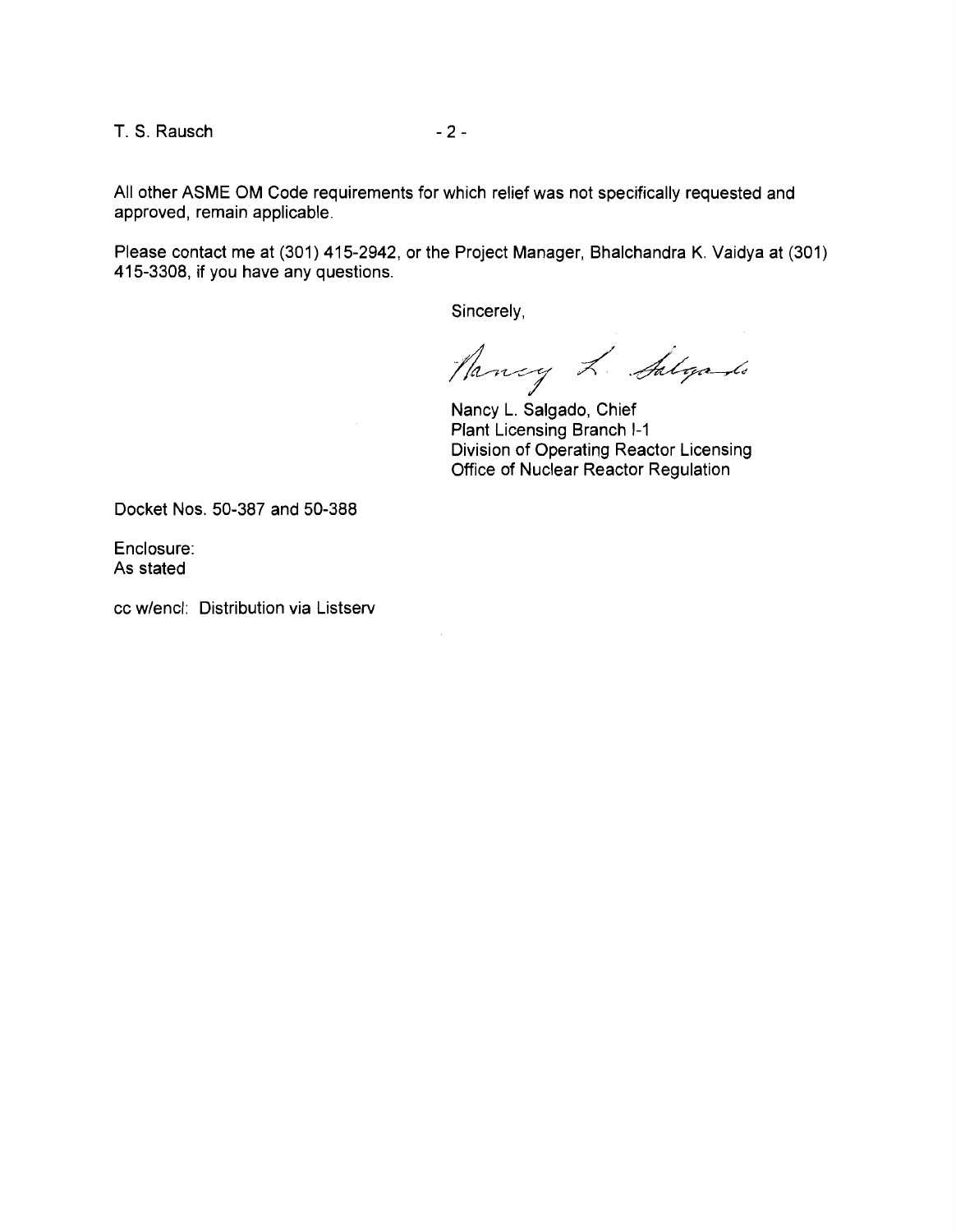All other ASME OM Code requirements for which relief was not specifically requested and approved, remain applicable.

Please contact me at (301) 415-2942, or the Project Manager, Bhalchandra K. Vaidya at (301) 415-3308, if you have any questions.

Sincerely,

Nancy L. Salgado

Nancy L. Salgado, Chief
Plant Licensing Branch I-1
Division of Operating Reactor Licensing
Office of Nuclear Reactor Regulation

Docket Nos. 50-387 and 50-388

Enclosure:
As stated

cc w/encl: Distribution via Listserv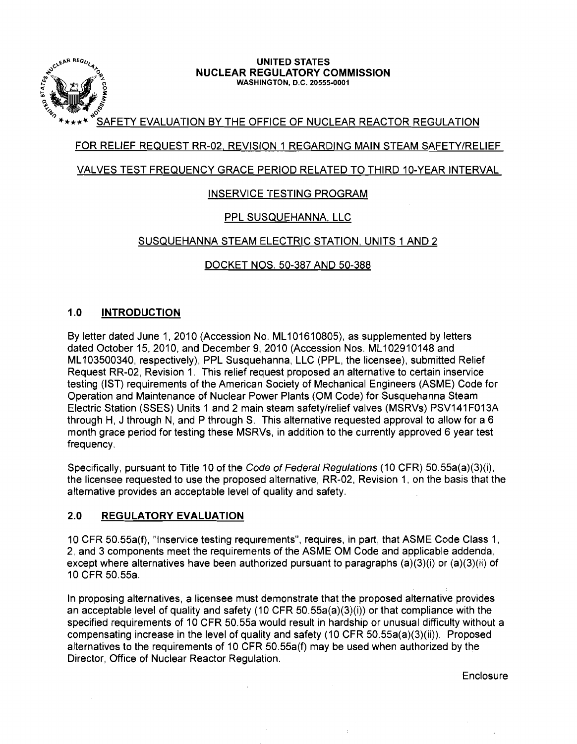**UNITED STATES**
**NUCLEAR REGULATORY COMMISSION**
WASHINGTON, D.C. 20555-0001

# SAFETY EVALUATION BY THE OFFICE OF NUCLEAR REACTOR REGULATION

## FOR RELIEF REQUEST RR-02, REVISION 1 REGARDING MAIN STEAM SAFETY/RELIEF VALVES TEST FREQUENCY GRACE PERIOD RELATED TO THIRD 10-YEAR INTERVAL INSERVICE TESTING PROGRAM

## PPL SUSQUEHANNA, LLC

## SUSQUEHANNA STEAM ELECTRIC STATION, UNITS 1 AND 2

## DOCKET NOS. 50-387 AND 50-388

## 1.0 INTRODUCTION

By letter dated June 1, 2010 (Accession No. ML101610805), as supplemented by letters dated October 15, 2010, and December 9, 2010 (Accession Nos. ML102910148 and ML103500340, respectively), PPL Susquehanna, LLC (PPL, the licensee), submitted Relief Request RR-02, Revision 1. This relief request proposed an alternative to certain inservice testing (IST) requirements of the American Society of Mechanical Engineers (ASME) Code for Operation and Maintenance of Nuclear Power Plants (OM Code) for Susquehanna Steam Electric Station (SSES) Units 1 and 2 main steam safety/relief valves (MSRVs) PSV141F013A through H, J through N, and P through S. This alternative requested approval to allow for a 6 month grace period for testing these MSRVs, in addition to the currently approved 6 year test frequency.

Specifically, pursuant to Title 10 of the *Code of Federal Regulations* (10 CFR) 50.55a(a)(3)(i), the licensee requested to use the proposed alternative, RR-02, Revision 1, on the basis that the alternative provides an acceptable level of quality and safety.

## 2.0 REGULATORY EVALUATION

10 CFR 50.55a(f), "Inservice testing requirements", requires, in part, that ASME Code Class 1, 2, and 3 components meet the requirements of the ASME OM Code and applicable addenda, except where alternatives have been authorized pursuant to paragraphs (a)(3)(i) or (a)(3)(ii) of 10 CFR 50.55a.

In proposing alternatives, a licensee must demonstrate that the proposed alternative provides an acceptable level of quality and safety (10 CFR 50.55a(a)(3)(i)) or that compliance with the specified requirements of 10 CFR 50.55a would result in hardship or unusual difficulty without a compensating increase in the level of quality and safety (10 CFR 50.55a(a)(3)(ii)). Proposed alternatives to the requirements of 10 CFR 50.55a(f) may be used when authorized by the Director, Office of Nuclear Reactor Regulation.

Enclosure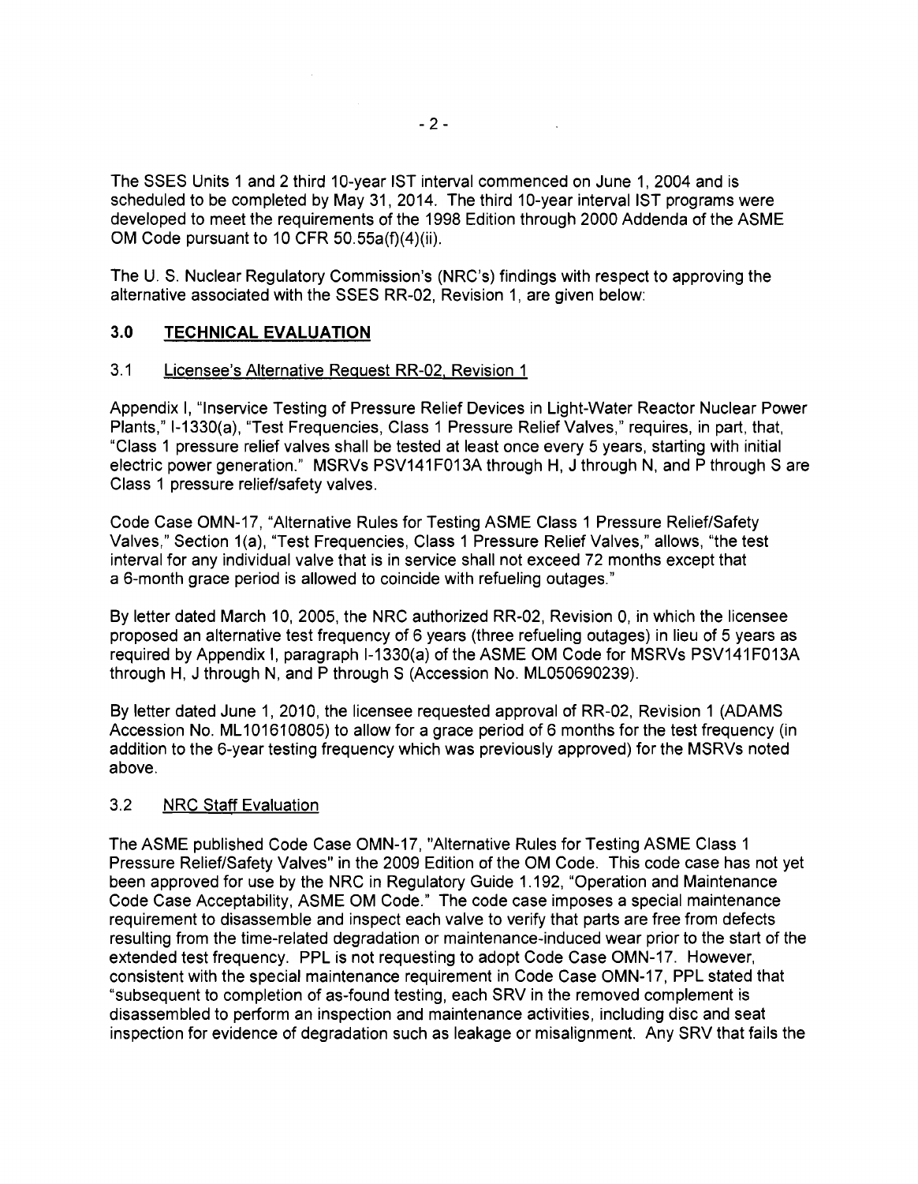The SSES Units 1 and 2 third 10-year IST interval commenced on June 1, 2004 and is scheduled to be completed by May 31, 2014. The third 10-year interval IST programs were developed to meet the requirements of the 1998 Edition through 2000 Addenda of the ASME OM Code pursuant to 10 CFR 50.55a(f)(4)(ii).

The U. S. Nuclear Regulatory Commission's (NRC's) findings with respect to approving the alternative associated with the SSES RR-02, Revision 1, are given below:

## 3.0 TECHNICAL EVALUATION

### 3.1 Licensee's Alternative Request RR-02, Revision 1

Appendix I, "Inservice Testing of Pressure Relief Devices in Light-Water Reactor Nuclear Power Plants," I-1330(a), "Test Frequencies, Class 1 Pressure Relief Valves," requires, in part, that, "Class 1 pressure relief valves shall be tested at least once every 5 years, starting with initial electric power generation." MSRVs PSV141F013A through H, J through N, and P through S are Class 1 pressure relief/safety valves.

Code Case OMN-17, "Alternative Rules for Testing ASME Class 1 Pressure Relief/Safety Valves," Section 1(a), "Test Frequencies, Class 1 Pressure Relief Valves," allows, "the test interval for any individual valve that is in service shall not exceed 72 months except that a 6-month grace period is allowed to coincide with refueling outages."

By letter dated March 10, 2005, the NRC authorized RR-02, Revision 0, in which the licensee proposed an alternative test frequency of 6 years (three refueling outages) in lieu of 5 years as required by Appendix I, paragraph I-1330(a) of the ASME OM Code for MSRVs PSV141F013A through H, J through N, and P through S (Accession No. ML050690239).

By letter dated June 1, 2010, the licensee requested approval of RR-02, Revision 1 (ADAMS Accession No. ML101610805) to allow for a grace period of 6 months for the test frequency (in addition to the 6-year testing frequency which was previously approved) for the MSRVs noted above.

### 3.2 NRC Staff Evaluation

The ASME published Code Case OMN-17, "Alternative Rules for Testing ASME Class 1 Pressure Relief/Safety Valves" in the 2009 Edition of the OM Code. This code case has not yet been approved for use by the NRC in Regulatory Guide 1.192, "Operation and Maintenance Code Case Acceptability, ASME OM Code." The code case imposes a special maintenance requirement to disassemble and inspect each valve to verify that parts are free from defects resulting from the time-related degradation or maintenance-induced wear prior to the start of the extended test frequency. PPL is not requesting to adopt Code Case OMN-17. However, consistent with the special maintenance requirement in Code Case OMN-17, PPL stated that "subsequent to completion of as-found testing, each SRV in the removed complement is disassembled to perform an inspection and maintenance activities, including disc and seat inspection for evidence of degradation such as leakage or misalignment. Any SRV that fails the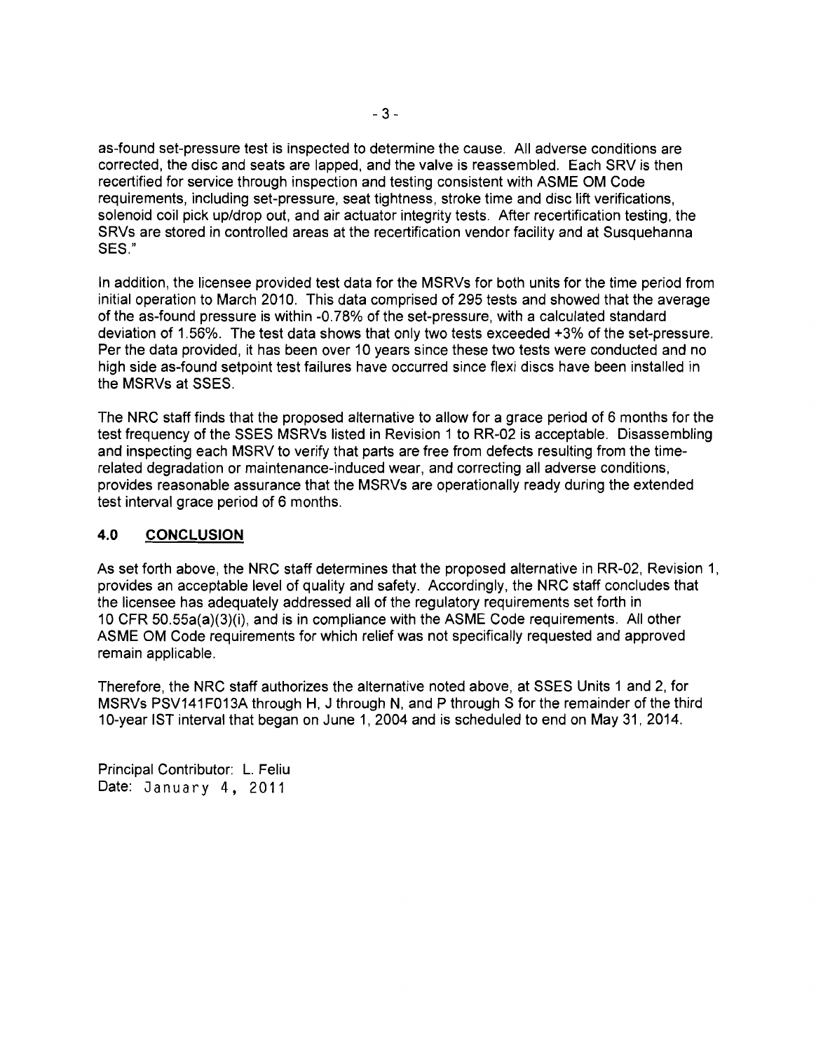as-found set-pressure test is inspected to determine the cause. All adverse conditions are corrected, the disc and seats are lapped, and the valve is reassembled. Each SRV is then recertified for service through inspection and testing consistent with ASME OM Code requirements, including set-pressure, seat tightness, stroke time and disc lift verifications, solenoid coil pick up/drop out, and air actuator integrity tests. After recertification testing, the SRVs are stored in controlled areas at the recertification vendor facility and at Susquehanna SES."

In addition, the licensee provided test data for the MSRVs for both units for the time period from initial operation to March 2010. This data comprised of 295 tests and showed that the average of the as-found pressure is within -0.78% of the set-pressure, with a calculated standard deviation of 1.56%. The test data shows that only two tests exceeded +3% of the set-pressure. Per the data provided, it has been over 10 years since these two tests were conducted and no high side as-found setpoint test failures have occurred since flexi discs have been installed in the MSRVs at SSES.

The NRC staff finds that the proposed alternative to allow for a grace period of 6 months for the test frequency of the SSES MSRVs listed in Revision 1 to RR-02 is acceptable. Disassembling and inspecting each MSRV to verify that parts are free from defects resulting from the time-related degradation or maintenance-induced wear, and correcting all adverse conditions, provides reasonable assurance that the MSRVs are operationally ready during the extended test interval grace period of 6 months.

## 4.0 CONCLUSION

As set forth above, the NRC staff determines that the proposed alternative in RR-02, Revision 1, provides an acceptable level of quality and safety. Accordingly, the NRC staff concludes that the licensee has adequately addressed all of the regulatory requirements set forth in 10 CFR 50.55a(a)(3)(i), and is in compliance with the ASME Code requirements. All other ASME OM Code requirements for which relief was not specifically requested and approved remain applicable.

Therefore, the NRC staff authorizes the alternative noted above, at SSES Units 1 and 2, for MSRVs PSV141F013A through H, J through N, and P through S for the remainder of the third 10-year IST interval that began on June 1, 2004 and is scheduled to end on May 31, 2014.

Principal Contributor: L. Feliu
Date: January 4, 2011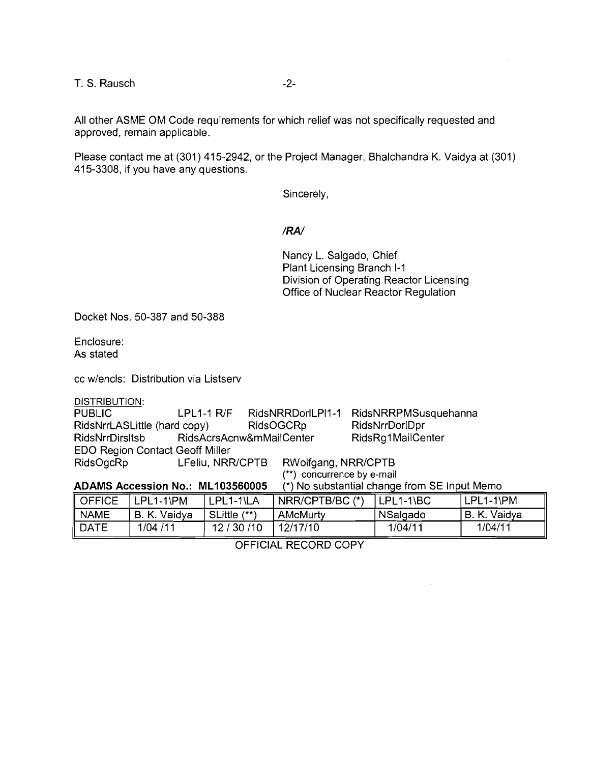All other ASME OM Code requirements for which relief was not specifically requested and approved, remain applicable.

Please contact me at (301) 415-2942, or the Project Manager, Bhalchandra K. Vaidya at (301) 415-3308, if you have any questions.

Sincerely,

*/RA/*

Nancy L. Salgado, Chief
Plant Licensing Branch I-1
Division of Operating Reactor Licensing
Office of Nuclear Reactor Regulation

Docket Nos. 50-387 and 50-388

Enclosure:
As stated

cc w/encls: Distribution via Listserv

DISTRIBUTION:
PUBLIC LPL1-1 R/F RidsNRRDorlLPl1-1 RidsNRRPMSusquehanna
RidsNrrLASLittle (hard copy) RidsOGCRp RidsNrrDorlDpr
RidsNrrDirsItsb RidsAcrsAcnw&mMailCenter RidsRg1MailCenter
EDO Region Contact Geoff Miller
RidsOgcRp LFeliu, NRR/CPTB RWolfgang, NRR/CPTB

(**) concurrence by e-mail

**ADAMS Accession No.: ML103560005** (*) No substantial change from SE Input Memo

| OFFICE | LPL1-1\PM | LPL1-1\LA | NRR/CPTB/BC (*) | LPL1-1\BC | LPL1-1\PM |
|---|---|---|---|---|---|
| NAME | B. K. Vaidya | SLittle (**) | AMcMurty | NSalgado | B. K. Vaidya |
| DATE | 1/04 /11 | 12 / 30 /10 | 12/17/10 | 1/04/11 | 1/04/11 |

OFFICIAL RECORD COPY